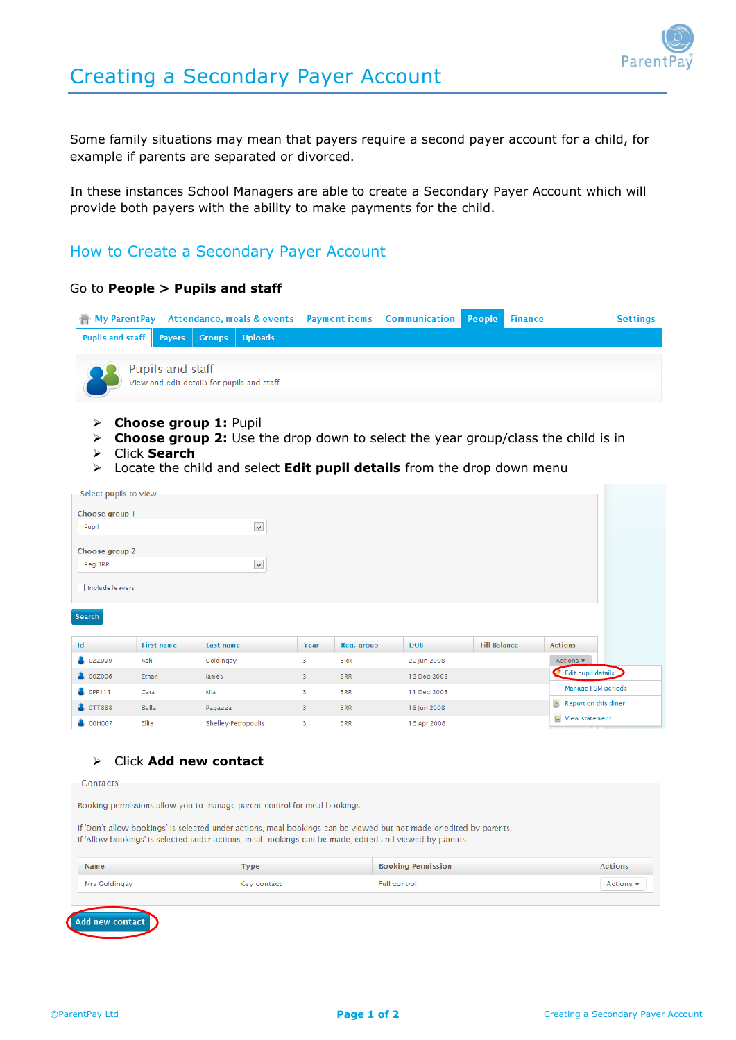# Creating a Secondary Payer Account

Some family situations may mean that payers require a second payer account for a child, for example if parents are separated or divorced.

In these instances School Managers are able to create a Secondary Payer Account which will provide both payers with the ability to make payments for the child.

## How to Create a Secondary Payer Account

Go to **People > Pupils and staff**

- **Choose group 1:** Pupil
- **Choose group 2:** Use the drop down to select the year group/class the child is in
- Click **Search**
- Locate the child and select **Edit pupil details** from the drop down menu

- Click **Add new contact**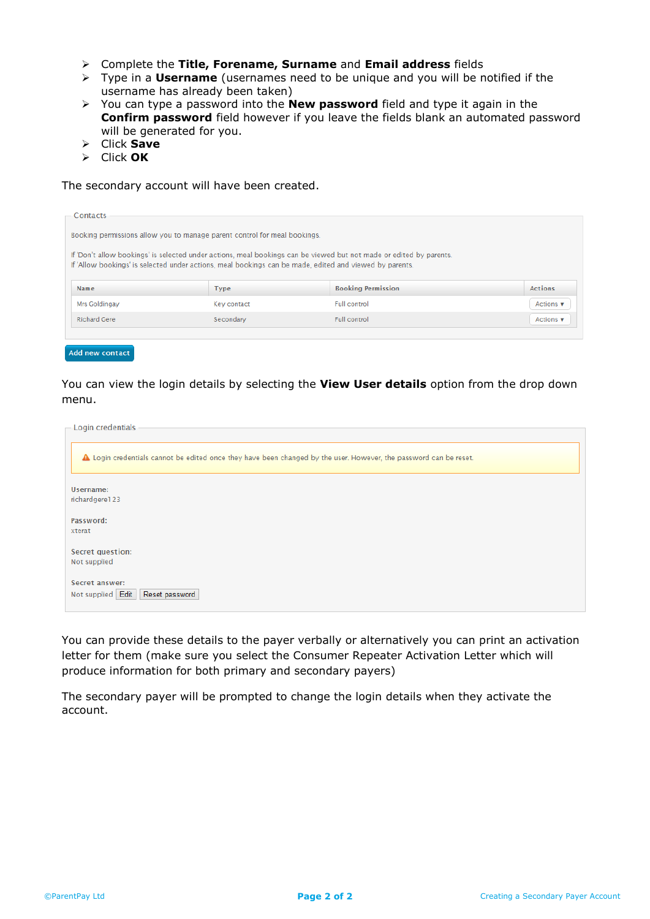- Complete the **Title, Forename, Surname** and **Email address** fields
- Type in a **Username** (usernames need to be unique and you will be notified if the username has already been taken)
- You can type a password into the **New password** field and type it again in the **Confirm password** field however if you leave the fields blank an automated password will be generated for you.
- Click **Save**
- Click **OK**

The secondary account will have been created.

Contacts

Booking permissions allow you to manage parent control for meal bookings.

If 'Don't allow bookings' is selected under actions, meal bookings can be viewed but not made or edited by parents.
If 'Allow bookings' is selected under actions, meal bookings can be made, edited and viewed by parents.

| Name | Type | Booking Permission | Actions |
|---|---|---|---|
| Mrs Goldingay | Key contact | Full control | Actions ▾ |
| Richard Gere | Secondary | Full control | Actions ▾ |

Add new contact

You can view the login details by selecting the **View User details** option from the drop down menu.

Login credentials

Login credentials cannot be edited once they have been changed by the user. However, the password can be reset.

**Username:**
richardgere123

**Password:**
xterat

**Secret question:**
Not supplied

**Secret answer:**
Not supplied Edit Reset password

You can provide these details to the payer verbally or alternatively you can print an activation letter for them (make sure you select the Consumer Repeater Activation Letter which will produce information for both primary and secondary payers)

The secondary payer will be prompted to change the login details when they activate the account.